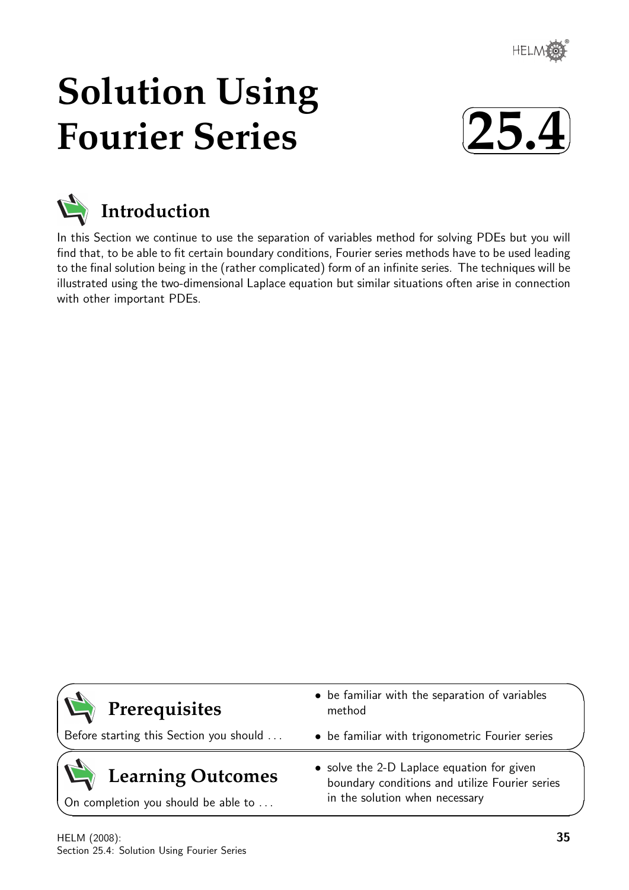# Solution Using Fourier Series

**25.4**

## Introduction

In this Section we continue to use the separation of variables method for solving PDEs but you will find that, to be able to fit certain boundary conditions, Fourier series methods have to be used leading to the final solution being in the (rather complicated) form of an infinite series. The techniques will be illustrated using the two-dimensional Laplace equation but similar situations often arise in connection with other important PDEs.

## Prerequisites

Before starting this Section you should ...

- be familiar with the separation of variables method
- be familiar with trigonometric Fourier series

## Learning Outcomes

On completion you should be able to ...

- solve the 2-D Laplace equation for given boundary conditions and utilize Fourier series in the solution when necessary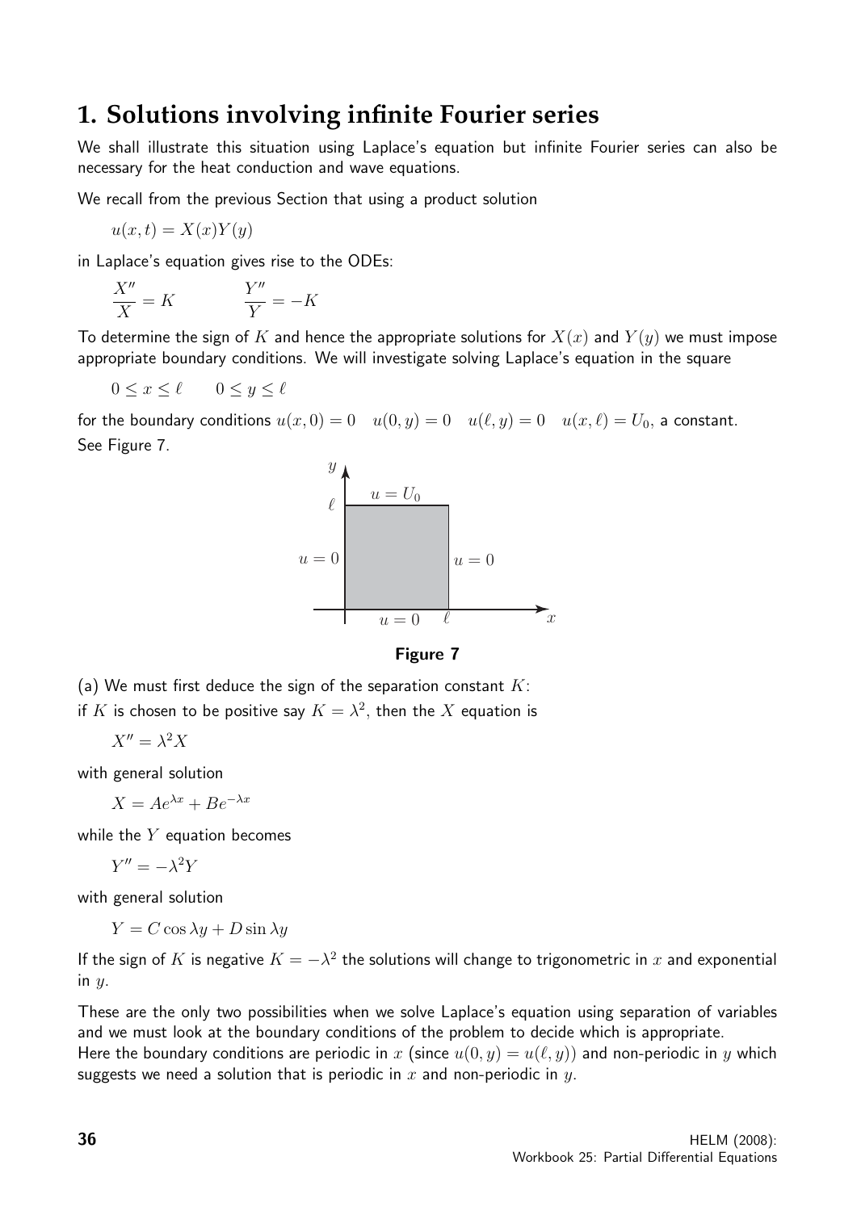# 1. Solutions involving infinite Fourier series

We shall illustrate this situation using Laplace's equation but infinite Fourier series can also be necessary for the heat conduction and wave equations.

We recall from the previous Section that using a product solution

$$u(x,t) = X(x)Y(y)$$

in Laplace's equation gives rise to the ODEs:

$$\frac{X''}{X} = K \qquad \frac{Y''}{Y} = -K$$

To determine the sign of $K$ and hence the appropriate solutions for $X(x)$ and $Y(y)$ we must impose appropriate boundary conditions. We will investigate solving Laplace's equation in the square

$$0 \leq x \leq \ell \qquad 0 \leq y \leq \ell$$

for the boundary conditions $u(x,0) = 0 \quad u(0,y) = 0 \quad u(\ell,y) = 0 \quad u(x,\ell) = U_0$, a constant. See Figure 7.

$y$

$\ell$

$u = U_0$

$u = 0$

$u = 0$

$u = 0$

$\ell$

$x$

**Figure 7**

(a) We must first deduce the sign of the separation constant $K$:

if $K$ is chosen to be positive say $K = \lambda^2$, then the $X$ equation is

$$X'' = \lambda^2 X$$

with general solution

$$X = Ae^{\lambda x} + Be^{-\lambda x}$$

while the $Y$ equation becomes

$$Y'' = -\lambda^2 Y$$

with general solution

$$Y = C\cos\lambda y + D\sin\lambda y$$

If the sign of $K$ is negative $K = -\lambda^2$ the solutions will change to trigonometric in $x$ and exponential in $y$.

These are the only two possibilities when we solve Laplace's equation using separation of variables and we must look at the boundary conditions of the problem to decide which is appropriate.
Here the boundary conditions are periodic in $x$ (since $u(0,y) = u(\ell,y)$) and non-periodic in $y$ which suggests we need a solution that is periodic in $x$ and non-periodic in $y$.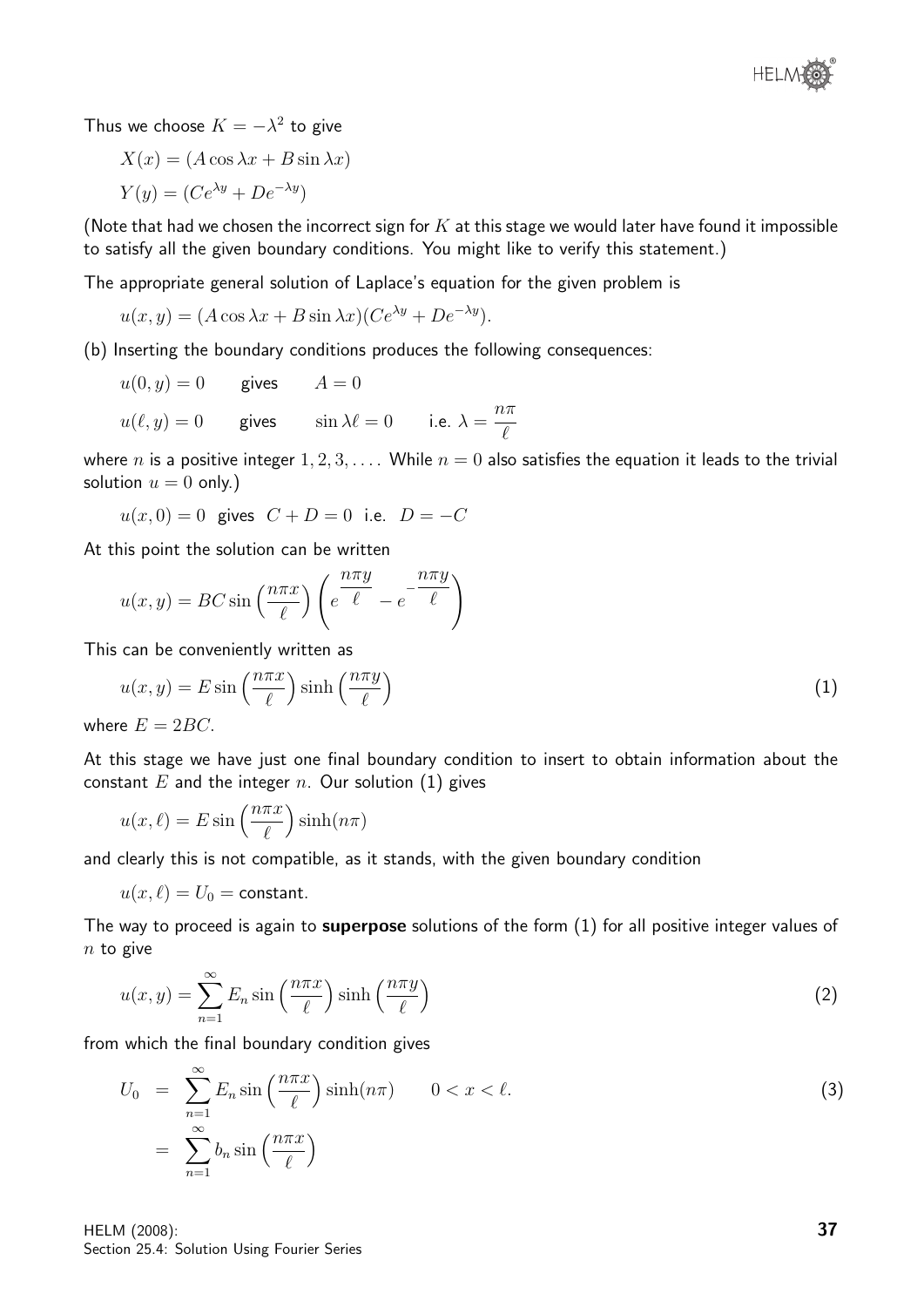Thus we choose $K = -\lambda^2$ to give

$$X(x) = (A\cos\lambda x + B\sin\lambda x)$$

$$Y(y) = (Ce^{\lambda y} + De^{-\lambda y})$$

(Note that had we chosen the incorrect sign for $K$ at this stage we would later have found it impossible to satisfy all the given boundary conditions. You might like to verify this statement.)

The appropriate general solution of Laplace's equation for the given problem is

$$u(x,y) = (A\cos\lambda x + B\sin\lambda x)(Ce^{\lambda y} + De^{-\lambda y}).$$

(b) Inserting the boundary conditions produces the following consequences:

$$u(0,y) = 0 \qquad \text{gives} \qquad A = 0$$

$$u(\ell,y) = 0 \qquad \text{gives} \qquad \sin\lambda\ell = 0 \qquad \text{i.e. } \lambda = \frac{n\pi}{\ell}$$

where $n$ is a positive integer $1, 2, 3, \ldots$. While $n = 0$ also satisfies the equation it leads to the trivial solution $u = 0$ only.)

$$u(x,0) = 0 \ \text{ gives } \ C + D = 0 \ \text{ i.e. } \ D = -C$$

At this point the solution can be written

$$u(x,y) = BC\sin\left(\frac{n\pi x}{\ell}\right)\left(e^{\frac{n\pi y}{\ell}} - e^{-\frac{n\pi y}{\ell}}\right)$$

This can be conveniently written as

$$u(x,y) = E\sin\left(\frac{n\pi x}{\ell}\right)\sinh\left(\frac{n\pi y}{\ell}\right) \tag{1}$$

where $E = 2BC$.

At this stage we have just one final boundary condition to insert to obtain information about the constant $E$ and the integer $n$. Our solution (1) gives

$$u(x,\ell) = E\sin\left(\frac{n\pi x}{\ell}\right)\sinh(n\pi)$$

and clearly this is not compatible, as it stands, with the given boundary condition

$$u(x,\ell) = U_0 = \text{constant}.$$

The way to proceed is again to **superpose** solutions of the form (1) for all positive integer values of $n$ to give

$$u(x,y) = \sum_{n=1}^{\infty} E_n \sin\left(\frac{n\pi x}{\ell}\right)\sinh\left(\frac{n\pi y}{\ell}\right) \tag{2}$$

from which the final boundary condition gives

$$\begin{aligned} U_0 &= \sum_{n=1}^{\infty} E_n \sin\left(\frac{n\pi x}{\ell}\right)\sinh(n\pi) \qquad 0 < x < \ell. \qquad (3)\\ &= \sum_{n=1}^{\infty} b_n \sin\left(\frac{n\pi x}{\ell}\right) \end{aligned}$$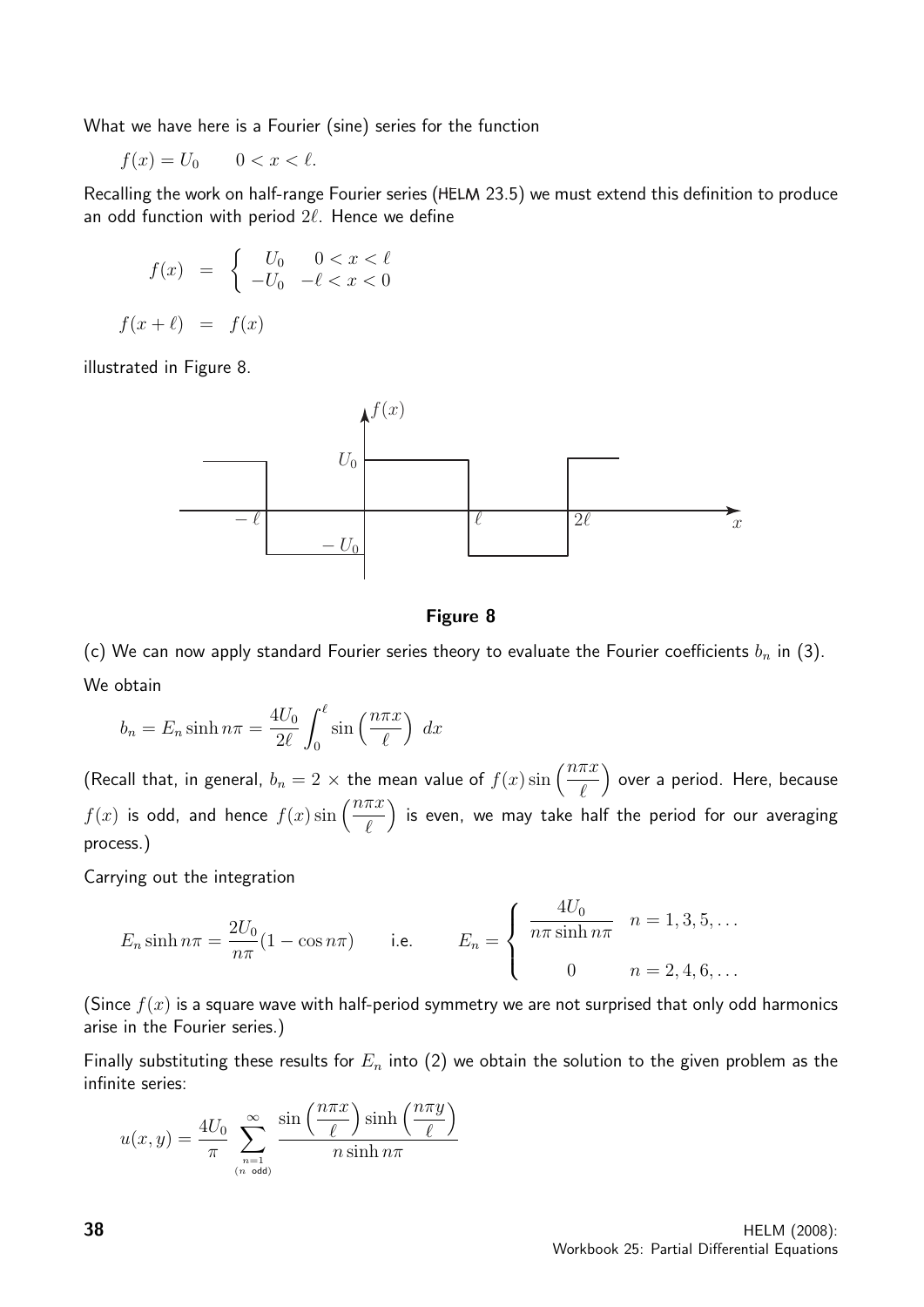What we have here is a Fourier (sine) series for the function

$$f(x) = U_0 \qquad 0 < x < \ell.$$

Recalling the work on half-range Fourier series (HELM 23.5) we must extend this definition to produce an odd function with period $2\ell$. Hence we define

$$f(x) = \begin{cases} U_0 & 0 < x < \ell \\ -U_0 & -\ell < x < 0 \end{cases}$$

$$f(x + \ell) = f(x)$$

illustrated in Figure 8.

$f(x)$
$U_0$
$-\ell$
$\ell$
$2\ell$
$x$
$-U_0$

**Figure 8**

(c) We can now apply standard Fourier series theory to evaluate the Fourier coefficients $b_n$ in (3).

We obtain

$$b_n = E_n \sinh n\pi = \frac{4U_0}{2\ell}\int_0^{\ell} \sin\left(\frac{n\pi x}{\ell}\right)\, dx$$

(Recall that, in general, $b_n = 2 \times$ the mean value of $f(x)\sin\left(\frac{n\pi x}{\ell}\right)$ over a period. Here, because $f(x)$ is odd, and hence $f(x)\sin\left(\frac{n\pi x}{\ell}\right)$ is even, we may take half the period for our averaging process.)

Carrying out the integration

$$E_n \sinh n\pi = \frac{2U_0}{n\pi}(1 - \cos n\pi) \qquad \text{i.e.} \qquad E_n = \begin{cases} \dfrac{4U_0}{n\pi \sinh n\pi} & n = 1, 3, 5, \ldots \\ 0 & n = 2, 4, 6, \ldots \end{cases}$$

(Since $f(x)$ is a square wave with half-period symmetry we are not surprised that only odd harmonics arise in the Fourier series.)

Finally substituting these results for $E_n$ into (2) we obtain the solution to the given problem as the infinite series:

$$u(x, y) = \frac{4U_0}{\pi} \sum_{\substack{n=1 \\ (n \text{ odd})}}^{\infty} \frac{\sin\left(\frac{n\pi x}{\ell}\right)\sinh\left(\frac{n\pi y}{\ell}\right)}{n \sinh n\pi}$$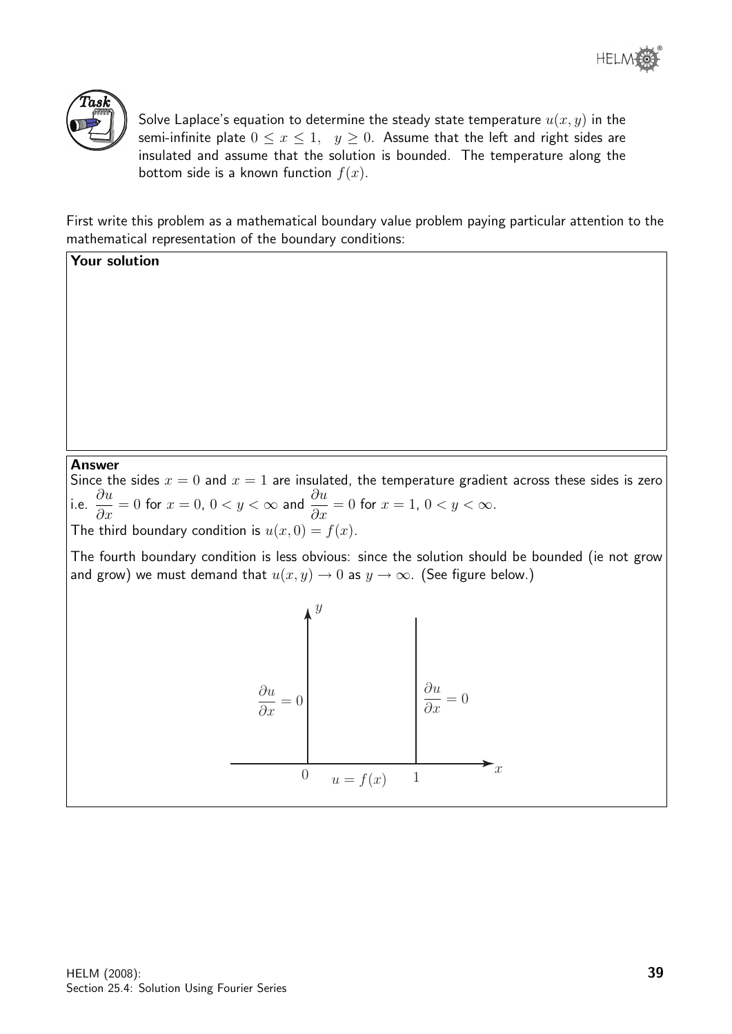**Task**

Solve Laplace's equation to determine the steady state temperature $u(x, y)$ in the semi-infinite plate $0 \leq x \leq 1, \quad y \geq 0$. Assume that the left and right sides are insulated and assume that the solution is bounded. The temperature along the bottom side is a known function $f(x)$.

First write this problem as a mathematical boundary value problem paying particular attention to the mathematical representation of the boundary conditions:

**Your solution**

**Answer**

Since the sides $x = 0$ and $x = 1$ are insulated, the temperature gradient across these sides is zero i.e. $\dfrac{\partial u}{\partial x} = 0$ for $x = 0$, $0 < y < \infty$ and $\dfrac{\partial u}{\partial x} = 0$ for $x = 1$, $0 < y < \infty$.

The third boundary condition is $u(x, 0) = f(x)$.

The fourth boundary condition is less obvious: since the solution should be bounded (ie not grow and grow) we must demand that $u(x, y) \to 0$ as $y \to \infty$. (See figure below.)

$y$

$\dfrac{\partial u}{\partial x} = 0$

$\dfrac{\partial u}{\partial x} = 0$

$0$ $u = f(x)$ $1$ $x$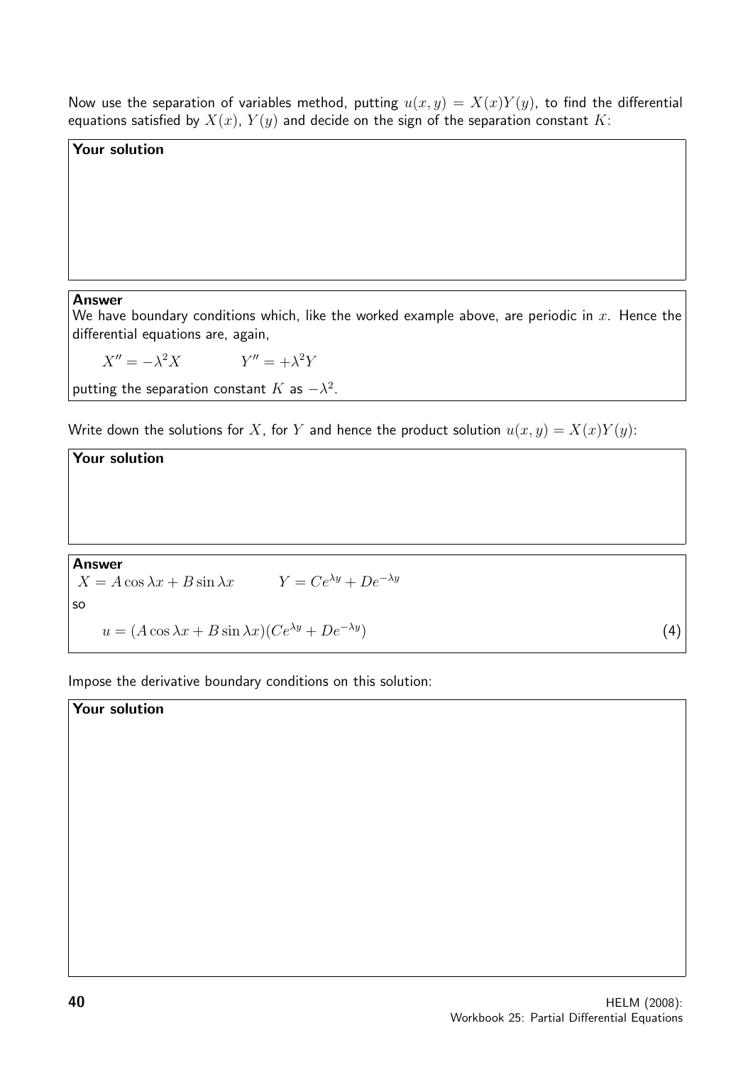Now use the separation of variables method, putting $u(x, y) = X(x)Y(y)$, to find the differential equations satisfied by $X(x)$, $Y(y)$ and decide on the sign of the separation constant $K$:

**Your solution**

**Answer**

We have boundary conditions which, like the worked example above, are periodic in $x$. Hence the differential equations are, again,

$$X'' = -\lambda^2 X \qquad Y'' = +\lambda^2 Y$$

putting the separation constant $K$ as $-\lambda^2$.

Write down the solutions for $X$, for $Y$ and hence the product solution $u(x, y) = X(x)Y(y)$:

**Your solution**

**Answer**

$$X = A\cos\lambda x + B\sin\lambda x \qquad Y = Ce^{\lambda y} + De^{-\lambda y}$$

so

$$u = (A\cos\lambda x + B\sin\lambda x)(Ce^{\lambda y} + De^{-\lambda y}) \tag{4}$$

Impose the derivative boundary conditions on this solution:

**Your solution**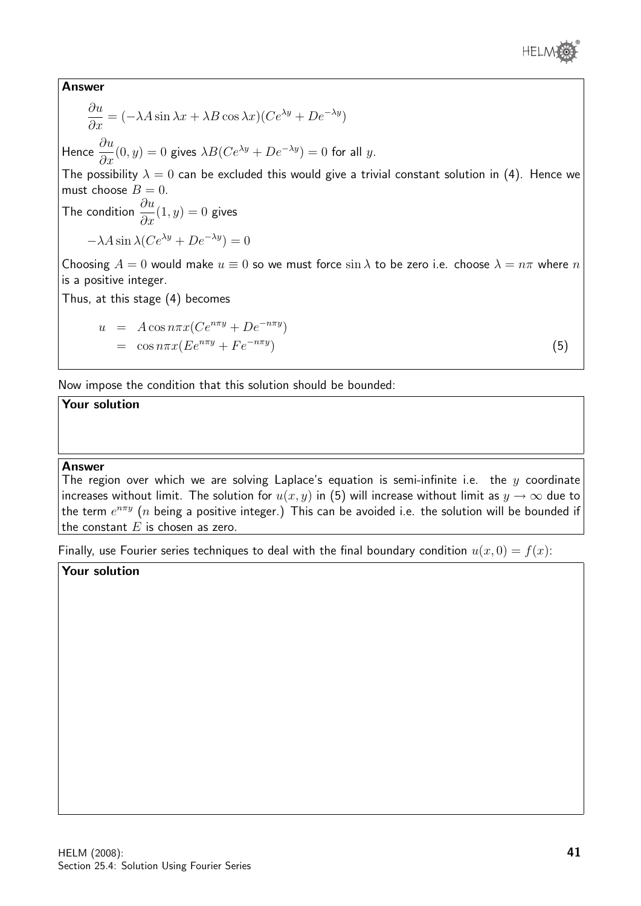**Answer**

$$\frac{\partial u}{\partial x} = (-\lambda A \sin \lambda x + \lambda B \cos \lambda x)(Ce^{\lambda y} + De^{-\lambda y})$$

Hence $\frac{\partial u}{\partial x}(0, y) = 0$ gives $\lambda B(Ce^{\lambda y} + De^{-\lambda y}) = 0$ for all $y$.

The possibility $\lambda = 0$ can be excluded this would give a trivial constant solution in (4). Hence we must choose $B = 0$.

The condition $\frac{\partial u}{\partial x}(1, y) = 0$ gives

$$-\lambda A \sin \lambda(Ce^{\lambda y} + De^{-\lambda y}) = 0$$

Choosing $A = 0$ would make $u \equiv 0$ so we must force $\sin \lambda$ to be zero i.e. choose $\lambda = n\pi$ where $n$ is a positive integer.

Thus, at this stage (4) becomes

$$\begin{aligned} u &= A \cos n\pi x(Ce^{n\pi y} + De^{-n\pi y}) \\ &= \cos n\pi x(Ee^{n\pi y} + Fe^{-n\pi y}) \end{aligned} \qquad (5)$$

Now impose the condition that this solution should be bounded:

**Your solution**

**Answer**

The region over which we are solving Laplace's equation is semi-infinite i.e. the $y$ coordinate increases without limit. The solution for $u(x, y)$ in (5) will increase without limit as $y \to \infty$ due to the term $e^{n\pi y}$ ($n$ being a positive integer.) This can be avoided i.e. the solution will be bounded if the constant $E$ is chosen as zero.

Finally, use Fourier series techniques to deal with the final boundary condition $u(x, 0) = f(x)$:

**Your solution**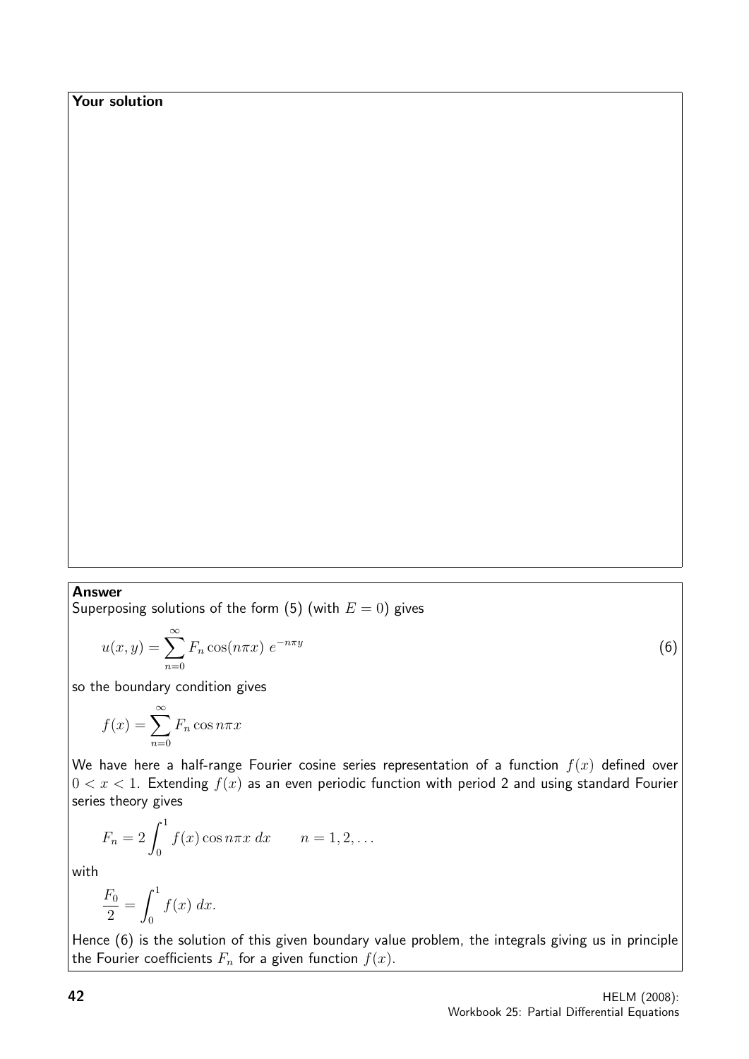**Your solution**

**Answer**

Superposing solutions of the form (5) (with $E = 0$) gives

$$u(x, y) = \sum_{n=0}^{\infty} F_n \cos(n\pi x)\ e^{-n\pi y} \qquad (6)$$

so the boundary condition gives

$$f(x) = \sum_{n=0}^{\infty} F_n \cos n\pi x$$

We have here a half-range Fourier cosine series representation of a function $f(x)$ defined over $0 < x < 1$. Extending $f(x)$ as an even periodic function with period 2 and using standard Fourier series theory gives

$$F_n = 2\int_0^1 f(x) \cos n\pi x\ dx \qquad n = 1, 2, \ldots$$

with

$$\frac{F_0}{2} = \int_0^1 f(x)\ dx.$$

Hence (6) is the solution of this given boundary value problem, the integrals giving us in principle the Fourier coefficients $F_n$ for a given function $f(x)$.